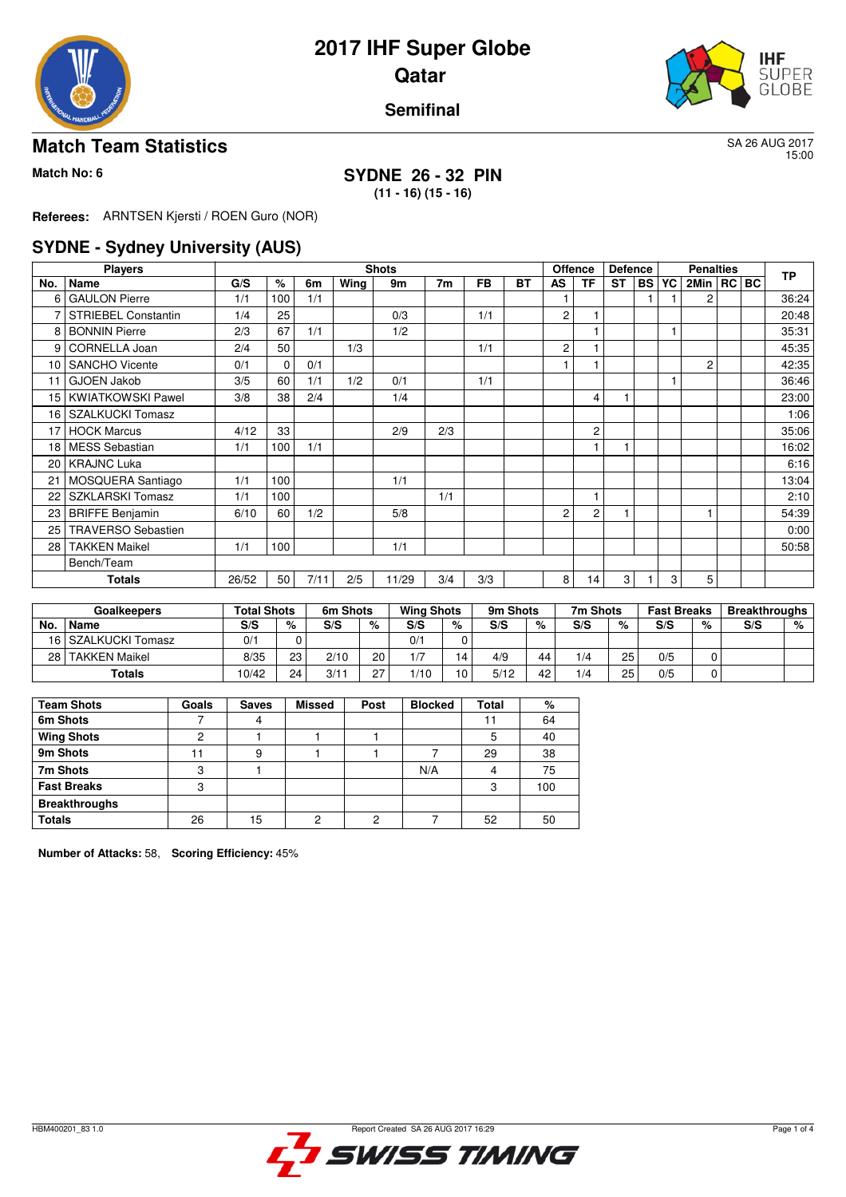# 2017 IHF Super Globe

## Qatar

### Semifinal

## Match Team Statistics

SA 26 AUG 2017
15:00

**Match No: 6**

**SYDNE 26 - 32 PIN**
**(11 - 16) (15 - 16)**

**Referees:** ARNTSEN Kjersti / ROEN Guro (NOR)

## SYDNE - Sydney University (AUS)

| Players | | Shots | | | | | | | | Offence | | Defence | | Penalties | | | | TP |
|---|---|---|---|---|---|---|---|---|---|---|---|---|---|---|---|---|---|---|
| No. | Name | G/S | % | 6m | Wing | 9m | 7m | FB | BT | AS | TF | ST | BS | YC | 2Min | RC | BC | |
| 6 | GAULON Pierre | 1/1 | 100 | 1/1 | | | | | | 1 | | | 1 | 1 | 2 | | | 36:24 |
| 7 | STRIEBEL Constantin | 1/4 | 25 | | | 0/3 | | 1/1 | | 2 | 1 | | | | | | | 20:48 |
| 8 | BONNIN Pierre | 2/3 | 67 | 1/1 | | 1/2 | | | | | 1 | | | 1 | | | | 35:31 |
| 9 | CORNELLA Joan | 2/4 | 50 | | 1/3 | | | 1/1 | | 2 | 1 | | | | | | | 45:35 |
| 10 | SANCHO Vicente | 0/1 | 0 | 0/1 | | | | | | 1 | 1 | | | | 2 | | | 42:35 |
| 11 | GJOEN Jakob | 3/5 | 60 | 1/1 | 1/2 | 0/1 | | 1/1 | | | | | | 1 | | | | 36:46 |
| 15 | KWIATKOWSKI Pawel | 3/8 | 38 | 2/4 | | 1/4 | | | | | 4 | 1 | | | | | | 23:00 |
| 16 | SZALKUCKI Tomasz | | | | | | | | | | | | | | | | | 1:06 |
| 17 | HOCK Marcus | 4/12 | 33 | | | 2/9 | 2/3 | | | | 2 | | | | | | | 35:06 |
| 18 | MESS Sebastian | 1/1 | 100 | 1/1 | | | | | | | 1 | 1 | | | | | | 16:02 |
| 20 | KRAJNC Luka | | | | | | | | | | | | | | | | | 6:16 |
| 21 | MOSQUERA Santiago | 1/1 | 100 | | | 1/1 | | | | | | | | | | | | 13:04 |
| 22 | SZKLARSKI Tomasz | 1/1 | 100 | | | | 1/1 | | | | 1 | | | | | | | 2:10 |
| 23 | BRIFFE Benjamin | 6/10 | 60 | 1/2 | | 5/8 | | | | 2 | 2 | 1 | | | 1 | | | 54:39 |
| 25 | TRAVERSO Sebastien | | | | | | | | | | | | | | | | | 0:00 |
| 28 | TAKKEN Maikel | 1/1 | 100 | | | 1/1 | | | | | | | | | | | | 50:58 |
| | Bench/Team | | | | | | | | | | | | | | | | | |
| | **Totals** | 26/52 | 50 | 7/11 | 2/5 | 11/29 | 3/4 | 3/3 | | 8 | 14 | 3 | 1 | 3 | 5 | | | |

| Goalkeepers | | Total Shots | | 6m Shots | | Wing Shots | | 9m Shots | | 7m Shots | | Fast Breaks | | Breakthroughs | |
|---|---|---|---|---|---|---|---|---|---|---|---|---|---|---|---|
| No. | Name | S/S | % | S/S | % | S/S | % | S/S | % | S/S | % | S/S | % | S/S | % |
| 16 | SZALKUCKI Tomasz | 0/1 | 0 | | | 0/1 | 0 | | | | | | | | |
| 28 | TAKKEN Maikel | 8/35 | 23 | 2/10 | 20 | 1/7 | 14 | 4/9 | 44 | 1/4 | 25 | 0/5 | 0 | | |
| | **Totals** | 10/42 | 24 | 3/11 | 27 | 1/10 | 10 | 5/12 | 42 | 1/4 | 25 | 0/5 | 0 | | |

| Team Shots | Goals | Saves | Missed | Post | Blocked | Total | % |
|---|---|---|---|---|---|---|---|
| 6m Shots | 7 | 4 | | | | 11 | 64 |
| Wing Shots | 2 | 1 | 1 | 1 | | 5 | 40 |
| 9m Shots | 11 | 9 | 1 | 1 | 7 | 29 | 38 |
| 7m Shots | 3 | 1 | | | N/A | 4 | 75 |
| Fast Breaks | 3 | | | | | 3 | 100 |
| Breakthroughs | | | | | | | |
| Totals | 26 | 15 | 2 | 2 | 7 | 52 | 50 |

**Number of Attacks:** 58, **Scoring Efficiency:** 45%

HBM400201_83 1.0 Report Created SA 26 AUG 2017 16:29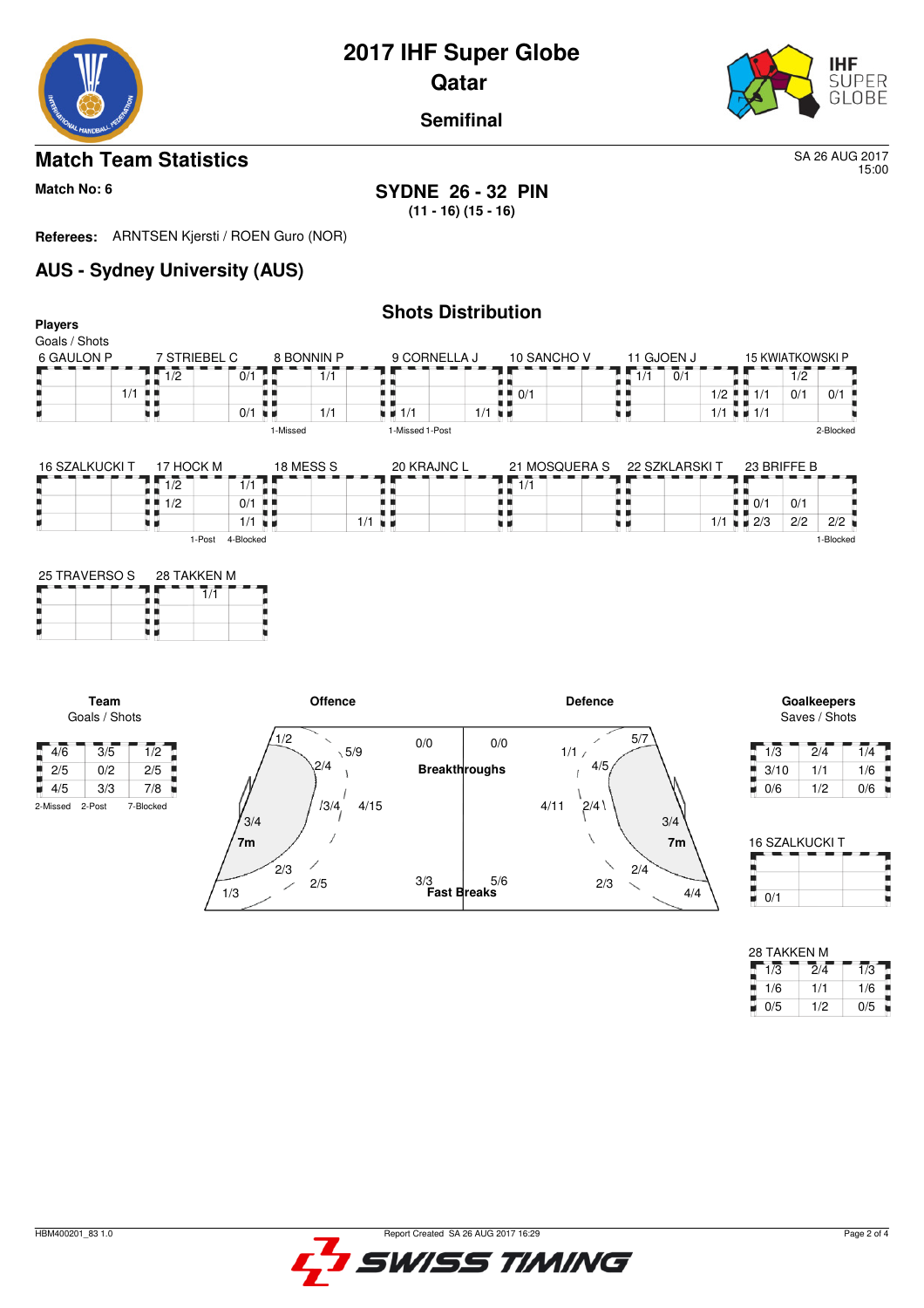# 2017 IHF Super Globe

## Qatar

### Semifinal

## Match Team Statistics

SA 26 AUG 2017
15:00

**Match No: 6**

**SYDNE 26 - 32 PIN**
**(11 - 16) (15 - 16)**

**Referees:** ARNTSEN Kjersti / ROEN Guro (NOR)

## AUS - Sydney University (AUS)

### Shots Distribution

**Players**
Goals / Shots

**6 GAULON P**

| | | |
|---|---|---|
| | | |
| | | 1/1 |
| | | |

**7 STRIEBEL C**

| | | |
|---|---|---|
| 1/2 | | 0/1 |
| | | |
| | | 0/1 |

**8 BONNIN P**

| | | |
|---|---|---|
| | 1/1 | |
| | | |
| | 1/1 | |

1-Missed

**9 CORNELLA J**

| | | |
|---|---|---|
| | | |
| | | |
| 1/1 | | 1/1 |

1-Missed 1-Post

**10 SANCHO V**

| | | |
|---|---|---|
| | | |
| 0/1 | | |
| | | |

**11 GJOEN J**

| | | |
|---|---|---|
| 1/1 | 0/1 | |
| | | 1/2 |
| | | 1/1 |

**15 KWIATKOWSKI P**

| | | |
|---|---|---|
| | 1/2 | |
| 1/1 | 0/1 | 0/1 |
| 1/1 | | |

2-Blocked

**16 SZALKUCKI T**

| | | |
|---|---|---|
| | | |
| | | |
| | | |

**17 HOCK M**

| | | |
|---|---|---|
| 1/2 | | 1/1 |
| 1/2 | | 0/1 |
| | | 1/1 |

1-Post 4-Blocked

**18 MESS S**

| | | |
|---|---|---|
| | | |
| | | |
| | | 1/1 |

**20 KRAJNC L**

| | | |
|---|---|---|
| | | |
| | | |
| | | |

**21 MOSQUERA S**

| | | |
|---|---|---|
| 1/1 | | |
| | | |
| | | |

**22 SZKLARSKI T**

| | | |
|---|---|---|
| | | |
| | | |
| | | 1/1 |

**23 BRIFFE B**

| | | |
|---|---|---|
| | | |
| 0/1 | 0/1 | |
| 2/3 | 2/2 | 2/2 |

1-Blocked

**25 TRAVERSO S**

| | | |
|---|---|---|
| | | |
| | | |
| | | |

**28 TAKKEN M**

| | | |
|---|---|---|
| | 1/1 | |
| | | |
| | | |

**Team**
Goals / Shots

| | | |
|---|---|---|
| 4/6 | 3/5 | 1/2 |
| 2/5 | 0/2 | 2/5 |
| 4/5 | 3/3 | 7/8 |

2-Missed 2-Post 7-Blocked

**Offence**

- Left wing: 1/2
- Left back: 5/9
- Left 6m: 2/4
- Centre 6m: 3/4
- Centre back (9m): 4/15
- 7m: 3/4
- Right 6m: 2/3
- Right back: 2/5
- Right wing: 1/3
- Breakthroughs: 0/0
- Fast Breaks: 3/3

**Defence**

- Breakthroughs: 0/0
- Fast Breaks: 5/6
- Left wing: 5/7
- Left back: 1/1
- Left 6m: 4/5
- Centre back (9m): 4/11
- Centre 6m: 2/4
- 7m: 3/4
- Right 6m: 2/4
- Right back: 2/3
- Right wing: 4/4

**Goalkeepers**
Saves / Shots

| | | |
|---|---|---|
| 1/3 | 2/4 | 1/4 |
| 3/10 | 1/1 | 1/6 |
| 0/6 | 1/2 | 0/6 |

**16 SZALKUCKI T**

| | | |
|---|---|---|
| | | |
| | | |
| 0/1 | | |

**28 TAKKEN M**

| | | |
|---|---|---|
| 1/3 | 2/4 | 1/3 |
| 1/6 | 1/1 | 1/6 |
| 0/5 | 1/2 | 0/5 |

HBM400201_83 1.0 Report Created SA 26 AUG 2017 16:29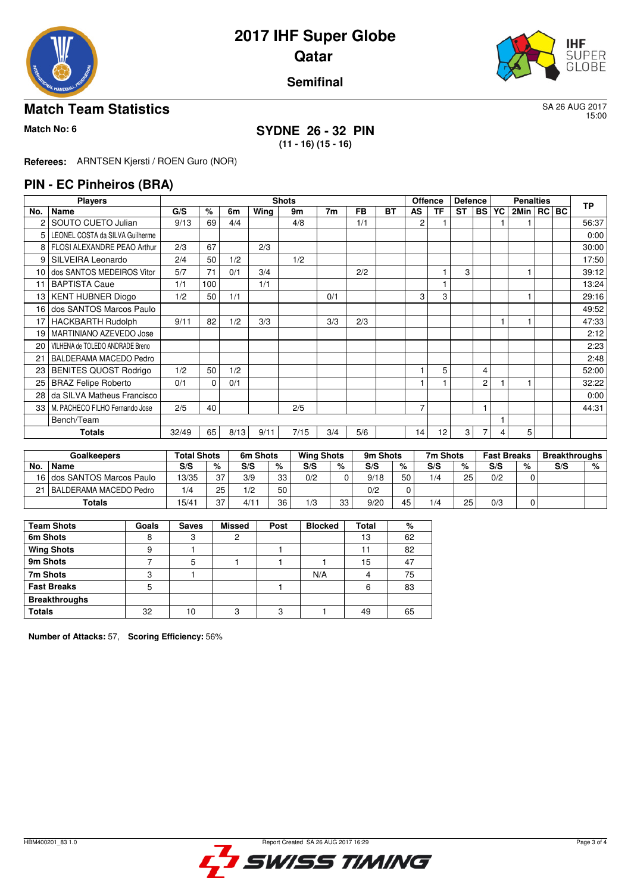# 2017 IHF Super Globe
## Qatar
### Semifinal

## Match Team Statistics

SA 26 AUG 2017
15:00

**Match No: 6**

**SYDNE 26 - 32 PIN**
**(11 - 16) (15 - 16)**

**Referees:** ARNTSEN Kjersti / ROEN Guro (NOR)

## PIN - EC Pinheiros (BRA)

| Players | | Shots | | | | | | | | Offence | | Defence | | Penalties | | | | TP |
|---|---|---|---|---|---|---|---|---|---|---|---|---|---|---|---|---|---|---|
| No. | Name | G/S | % | 6m | Wing | 9m | 7m | FB | BT | AS | TF | ST | BS | YC | 2Min | RC | BC | |
| 2 | SOUTO CUETO Julian | 9/13 | 69 | 4/4 | | 4/8 | | 1/1 | | 2 | 1 | | | 1 | 1 | | | 56:37 |
| 5 | LEONEL COSTA da SILVA Guilherme | | | | | | | | | | | | | | | | | 0:00 |
| 8 | FLOSI ALEXANDRE PEAO Arthur | 2/3 | 67 | | 2/3 | | | | | | | | | | | | | 30:00 |
| 9 | SILVEIRA Leonardo | 2/4 | 50 | 1/2 | | 1/2 | | | | | | | | | | | | 17:50 |
| 10 | dos SANTOS MEDEIROS Vitor | 5/7 | 71 | 0/1 | 3/4 | | | 2/2 | | | 1 | 3 | | | 1 | | | 39:12 |
| 11 | BAPTISTA Caue | 1/1 | 100 | | 1/1 | | | | | | 1 | | | | | | | 13:24 |
| 13 | KENT HUBNER Diogo | 1/2 | 50 | 1/1 | | | 0/1 | | | 3 | 3 | | | | 1 | | | 29:16 |
| 16 | dos SANTOS Marcos Paulo | | | | | | | | | | | | | | | | | 49:52 |
| 17 | HACKBARTH Rudolph | 9/11 | 82 | 1/2 | 3/3 | | 3/3 | 2/3 | | | | | | 1 | 1 | | | 47:33 |
| 19 | MARTINIANO AZEVEDO Jose | | | | | | | | | | | | | | | | | 2:12 |
| 20 | VILHENA de TOLEDO ANDRADE Breno | | | | | | | | | | | | | | | | | 2:23 |
| 21 | BALDERAMA MACEDO Pedro | | | | | | | | | | | | | | | | | 2:48 |
| 23 | BENITES QUOST Rodrigo | 1/2 | 50 | 1/2 | | | | | | 1 | 5 | | 4 | | | | | 52:00 |
| 25 | BRAZ Felipe Roberto | 0/1 | 0 | 0/1 | | | | | | 1 | 1 | | 2 | 1 | 1 | | | 32:22 |
| 28 | da SILVA Matheus Francisco | | | | | | | | | | | | | | | | | 0:00 |
| 33 | M. PACHECO FILHO Fernando Jose | 2/5 | 40 | | | 2/5 | | | | 7 | | | 1 | | | | | 44:31 |
| | Bench/Team | | | | | | | | | | | | | 1 | | | | |
| | **Totals** | 32/49 | 65 | 8/13 | 9/11 | 7/15 | 3/4 | 5/6 | | 14 | 12 | 3 | 7 | 4 | 5 | | | |

| Goalkeepers | | Total Shots | | 6m Shots | | Wing Shots | | 9m Shots | | 7m Shots | | Fast Breaks | | Breakthroughs | |
|---|---|---|---|---|---|---|---|---|---|---|---|---|---|---|---|
| No. | Name | S/S | % | S/S | % | S/S | % | S/S | % | S/S | % | S/S | % | S/S | % |
| 16 | dos SANTOS Marcos Paulo | 13/35 | 37 | 3/9 | 33 | 0/2 | 0 | 9/18 | 50 | 1/4 | 25 | 0/2 | 0 | | |
| 21 | BALDERAMA MACEDO Pedro | 1/4 | 25 | 1/2 | 50 | | | 0/2 | 0 | | | | | | |
| | **Totals** | 15/41 | 37 | 4/11 | 36 | 1/3 | 33 | 9/20 | 45 | 1/4 | 25 | 0/3 | 0 | | |

| Team Shots | Goals | Saves | Missed | Post | Blocked | Total | % |
|---|---|---|---|---|---|---|---|
| 6m Shots | 8 | 3 | 2 | | | 13 | 62 |
| Wing Shots | 9 | 1 | | 1 | | 11 | 82 |
| 9m Shots | 7 | 5 | 1 | 1 | 1 | 15 | 47 |
| 7m Shots | 3 | 1 | | | N/A | 4 | 75 |
| Fast Breaks | 5 | | | 1 | | 6 | 83 |
| Breakthroughs | | | | | | | |
| **Totals** | 32 | 10 | 3 | 3 | 1 | 49 | 65 |

**Number of Attacks:** 57, **Scoring Efficiency:** 56%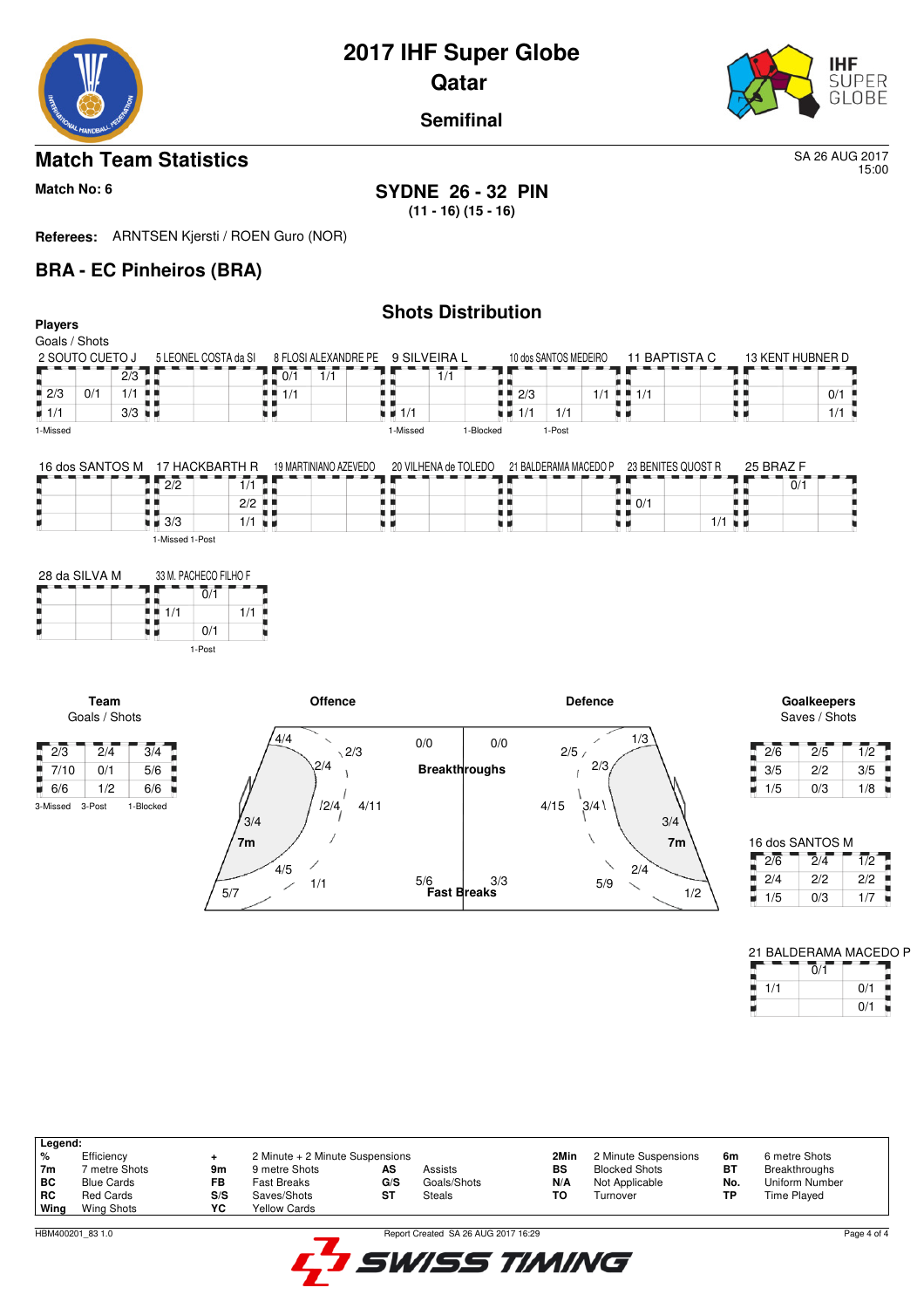# 2017 IHF Super Globe
# Qatar
## Semifinal

## Match Team Statistics

SA 26 AUG 2017
15:00

**Match No: 6**

**SYDNE 26 - 32 PIN**
**(11 - 16) (15 - 16)**

**Referees:** ARNTSEN Kjersti / ROEN Guro (NOR)

## BRA - EC Pinheiros (BRA)

### Shots Distribution

**Players**
Goals / Shots

**2 SOUTO CUETO J**

| | | |
|---|---|---|
| | | 2/3 |
| 2/3 | 0/1 | 1/1 |
| 1/1 | | 3/3 |

1-Missed

**5 LEONEL COSTA da SI**

**8 FLOSI ALEXANDRE PE**

| | | |
|---|---|---|
| 0/1 | 1/1 | |
| 1/1 | | |
| | | |

**9 SILVEIRA L**

| | | |
|---|---|---|
| | 1/1 | |
| | | |
| 1/1 | | |

1-Missed 1-Blocked

**10 dos SANTOS MEDEIRO**

| | | |
|---|---|---|
| | | |
| 2/3 | | 1/1 |
| 1/1 | 1/1 | |

1-Post

**11 BAPTISTA C**

| | | |
|---|---|---|
| | | |
| 1/1 | | |
| | | |

**13 KENT HUBNER D**

| | | |
|---|---|---|
| | | |
| | | 0/1 |
| | | 1/1 |

**16 dos SANTOS M**

**17 HACKBARTH R**

| | | |
|---|---|---|
| 2/2 | | 1/1 |
| | | 2/2 |
| 3/3 | | 1/1 |

1-Missed 1-Post

**19 MARTINIANO AZEVEDO**

**20 VILHENA de TOLEDO**

**21 BALDERAMA MACEDO P**

**23 BENITES QUOST R**

| | | |
|---|---|---|
| | | |
| 0/1 | | |
| | | 1/1 |

**25 BRAZ F**

| | | |
|---|---|---|
| | 0/1 | |
| | | |
| | | |

**28 da SILVA M**

**33 M. PACHECO FILHO F**

| | | |
|---|---|---|
| | 0/1 | |
| 1/1 | | 1/1 |
| | 0/1 | |

1-Post

**Team**
Goals / Shots

| | | |
|---|---|---|
| 2/3 | 2/4 | 3/4 |
| 7/10 | 0/1 | 5/6 |
| 6/6 | 1/2 | 6/6 |

3-Missed 3-Post 1-Blocked

**Offence**

4/4
2/3
2/4
2/4
4/11
3/4
7m
4/5
1/1
5/7
0/0
0/0
Breakthroughs
5/6
3/3
Fast Breaks

**Defence**

2/5
1/3
2/3
4/15
3/4
3/4
7m
2/4
5/9
1/2

**Goalkeepers**
Saves / Shots

| | | |
|---|---|---|
| 2/6 | 2/5 | 1/2 |
| 3/5 | 2/2 | 3/5 |
| 1/5 | 0/3 | 1/8 |

**16 dos SANTOS M**

| | | |
|---|---|---|
| 2/6 | 2/4 | 1/2 |
| 2/4 | 2/2 | 2/2 |
| 1/5 | 0/3 | 1/7 |

**21 BALDERAMA MACEDO P**

| | | |
|---|---|---|
| | 0/1 | |
| 1/1 | | 0/1 |
| | | 0/1 |

**Legend:**

| | | | | | | | | | |
|---|---|---|---|---|---|---|---|---|---|
| % | Efficiency | + | 2 Minute + 2 Minute Suspensions | | | 2Min | 2 Minute Suspensions | 6m | 6 metre Shots |
| 7m | 7 metre Shots | 9m | 9 metre Shots | AS | Assists | BS | Blocked Shots | BT | Breakthroughs |
| BC | Blue Cards | FB | Fast Breaks | G/S | Goals/Shots | N/A | Not Applicable | No. | Uniform Number |
| RC | Red Cards | S/S | Saves/Shots | ST | Steals | TO | Turnover | TP | Time Played |
| Wing | Wing Shots | YC | Yellow Cards | | | | | | |

HBM400201_83 1.0 Report Created SA 26 AUG 2017 16:29